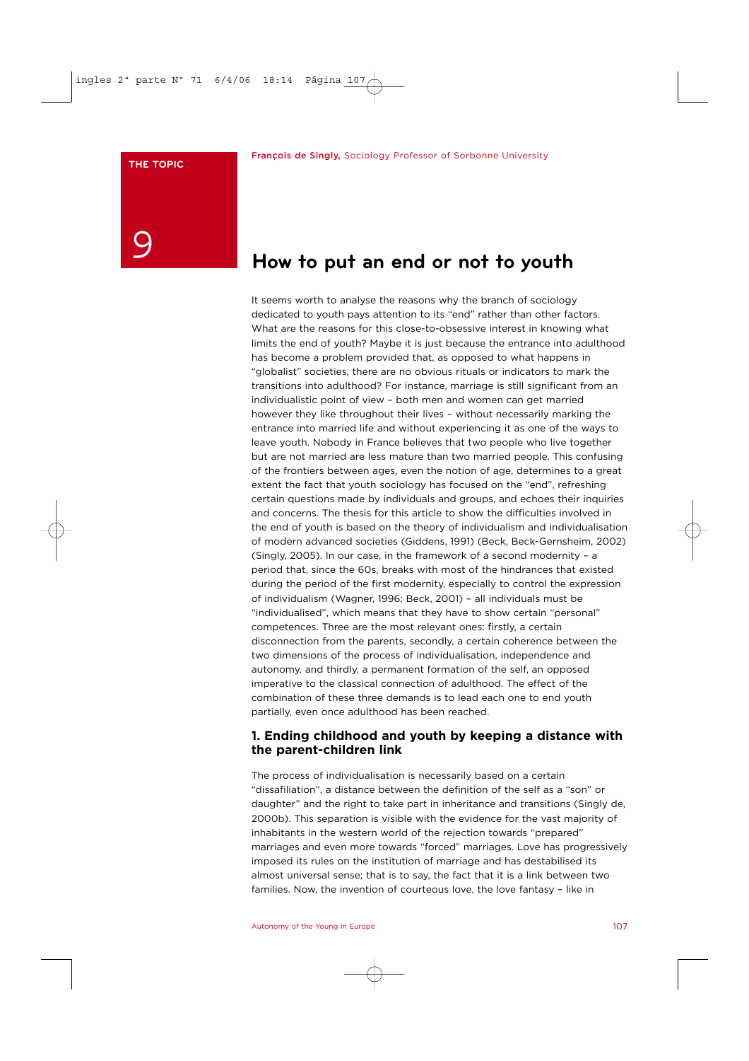THE TOPIC

9

François de Singly, Sociology Professor of Sorbonne University

# How to put an end or not to youth

It seems worth to analyse the reasons why the branch of sociology dedicated to youth pays attention to its "end" rather than other factors. What are the reasons for this close-to-obsessive interest in knowing what limits the end of youth? Maybe it is just because the entrance into adulthood has become a problem provided that, as opposed to what happens in "globalist" societies, there are no obvious rituals or indicators to mark the transitions into adulthood? For instance, marriage is still significant from an individualistic point of view – both men and women can get married however they like throughout their lives – without necessarily marking the entrance into married life and without experiencing it as one of the ways to leave youth. Nobody in France believes that two people who live together but are not married are less mature than two married people. This confusing of the frontiers between ages, even the notion of age, determines to a great extent the fact that youth sociology has focused on the "end", refreshing certain questions made by individuals and groups, and echoes their inquiries and concerns. The thesis for this article to show the difficulties involved in the end of youth is based on the theory of individualism and individualisation of modern advanced societies (Giddens, 1991) (Beck, Beck-Gernsheim, 2002) (Singly, 2005). In our case, in the framework of a second modernity – a period that, since the 60s, breaks with most of the hindrances that existed during the period of the first modernity, especially to control the expression of individualism (Wagner, 1996; Beck, 2001) – all individuals must be "individualised", which means that they have to show certain "personal" competences. Three are the most relevant ones: firstly, a certain disconnection from the parents, secondly, a certain coherence between the two dimensions of the process of individualisation, independence and autonomy, and thirdly, a permanent formation of the self, an opposed imperative to the classical connection of adulthood. The effect of the combination of these three demands is to lead each one to end youth partially, even once adulthood has been reached.

## 1. Ending childhood and youth by keeping a distance with the parent-children link

The process of individualisation is necessarily based on a certain "dissafiliation", a distance between the definition of the self as a "son" or daughter" and the right to take part in inheritance and transitions (Singly de, 2000b). This separation is visible with the evidence for the vast majority of inhabitants in the western world of the rejection towards "prepared" marriages and even more towards "forced" marriages. Love has progressively imposed its rules on the institution of marriage and has destabilised its almost universal sense; that is to say, the fact that it is a link between two families. Now, the invention of courteous love, the love fantasy – like in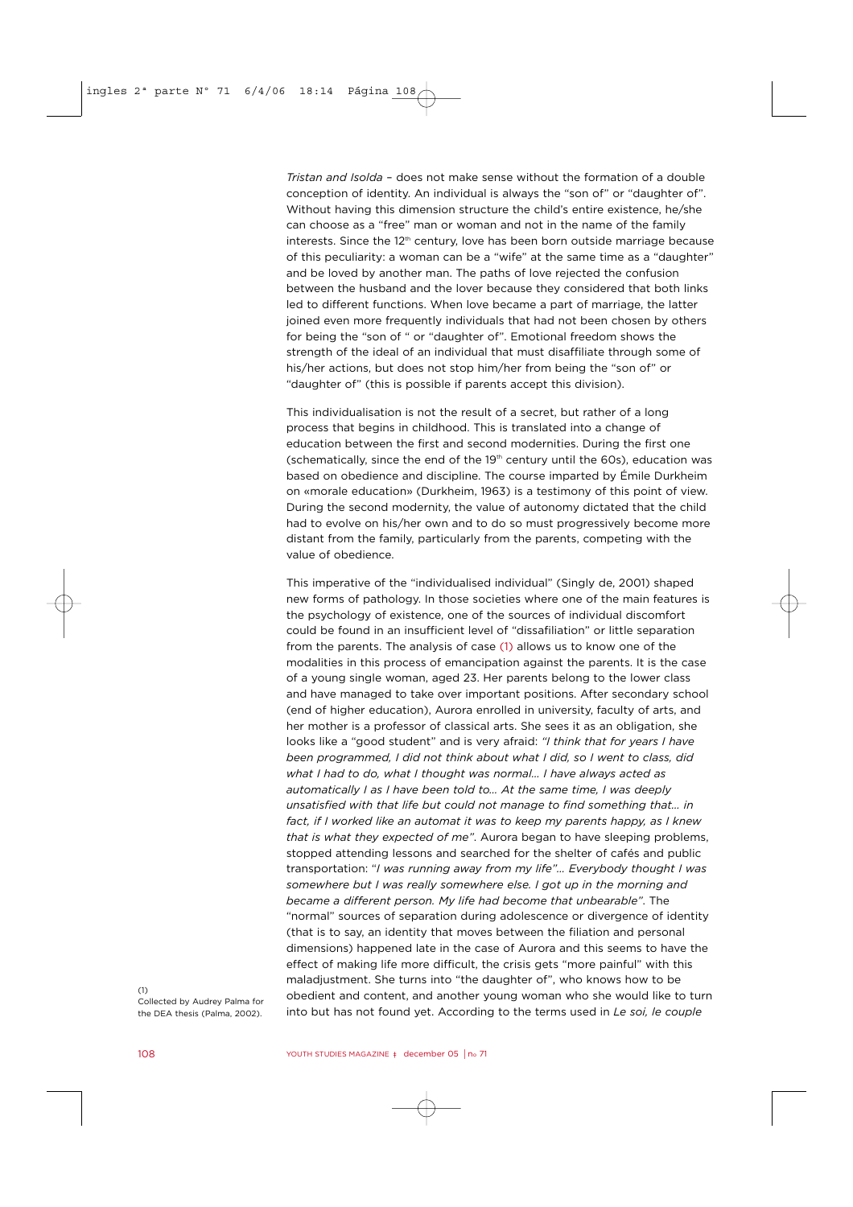*Tristan and Isolda* – does not make sense without the formation of a double conception of identity. An individual is always the "son of" or "daughter of". Without having this dimension structure the child's entire existence, he/she can choose as a "free" man or woman and not in the name of the family interests. Since the 12th century, love has been born outside marriage because of this peculiarity: a woman can be a "wife" at the same time as a "daughter" and be loved by another man. The paths of love rejected the confusion between the husband and the lover because they considered that both links led to different functions. When love became a part of marriage, the latter joined even more frequently individuals that had not been chosen by others for being the "son of " or "daughter of". Emotional freedom shows the strength of the ideal of an individual that must disaffiliate through some of his/her actions, but does not stop him/her from being the "son of" or "daughter of" (this is possible if parents accept this division).

This individualisation is not the result of a secret, but rather of a long process that begins in childhood. This is translated into a change of education between the first and second modernities. During the first one (schematically, since the end of the 19th century until the 60s), education was based on obedience and discipline. The course imparted by Émile Durkheim on «morale education» (Durkheim, 1963) is a testimony of this point of view. During the second modernity, the value of autonomy dictated that the child had to evolve on his/her own and to do so must progressively become more distant from the family, particularly from the parents, competing with the value of obedience.

This imperative of the "individualised individual" (Singly de, 2001) shaped new forms of pathology. In those societies where one of the main features is the psychology of existence, one of the sources of individual discomfort could be found in an insufficient level of "dissafiliation" or little separation from the parents. The analysis of case (1) allows us to know one of the modalities in this process of emancipation against the parents. It is the case of a young single woman, aged 23. Her parents belong to the lower class and have managed to take over important positions. After secondary school (end of higher education), Aurora enrolled in university, faculty of arts, and her mother is a professor of classical arts. She sees it as an obligation, she looks like a "good student" and is very afraid: *"I think that for years I have been programmed, I did not think about what I did, so I went to class, did what I had to do, what I thought was normal... I have always acted as automatically I as I have been told to... At the same time, I was deeply unsatisfied with that life but could not manage to find something that... in fact, if I worked like an automat it was to keep my parents happy, as I knew that is what they expected of me"*. Aurora began to have sleeping problems, stopped attending lessons and searched for the shelter of cafés and public transportation: "*I was running away from my life"... Everybody thought I was somewhere but I was really somewhere else. I got up in the morning and became a different person. My life had become that unbearable"*. The "normal" sources of separation during adolescence or divergence of identity (that is to say, an identity that moves between the filiation and personal dimensions) happened late in the case of Aurora and this seems to have the effect of making life more difficult, the crisis gets "more painful" with this maladjustment. She turns into "the daughter of", who knows how to be obedient and content, and another young woman who she would like to turn into but has not found yet. According to the terms used in *Le soi, le couple*

(1) Collected by Audrey Palma for the DEA thesis (Palma, 2002).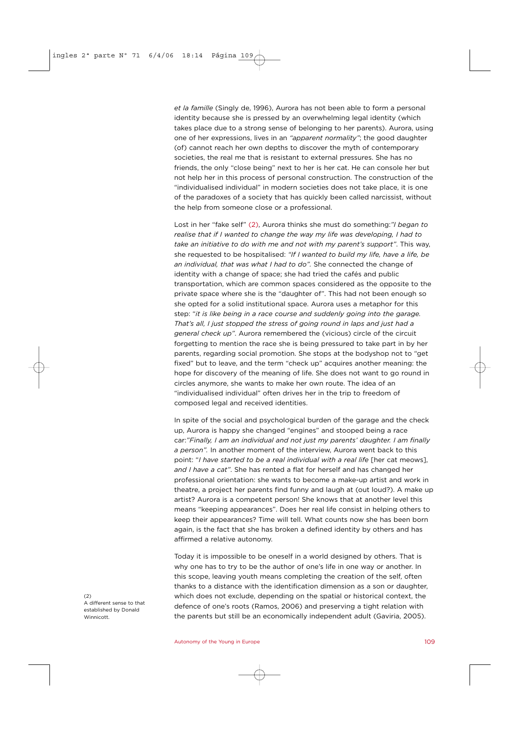*et la famille* (Singly de, 1996), Aurora has not been able to form a personal identity because she is pressed by an overwhelming legal identity (which takes place due to a strong sense of belonging to her parents). Aurora, using one of her expressions, lives in an *"apparent normality"*; the good daughter (of) cannot reach her own depths to discover the myth of contemporary societies, the real me that is resistant to external pressures. She has no friends, the only "close being" next to her is her cat. He can console her but not help her in this process of personal construction. The construction of the "individualised individual" in modern societies does not take place, it is one of the paradoxes of a society that has quickly been called narcissist, without the help from someone close or a professional.

Lost in her "fake self" (2), Aurora thinks she must do something:*"I began to realise that if I wanted to change the way my life was developing, I had to take an initiative to do with me and not with my parent's support"*. This way, she requested to be hospitalised: *"If I wanted to build my life, have a life, be an individual, that was what I had to do"*. She connected the change of identity with a change of space; she had tried the cafés and public transportation, which are common spaces considered as the opposite to the private space where she is the "daughter of". This had not been enough so she opted for a solid institutional space. Aurora uses a metaphor for this step: "*it is like being in a race course and suddenly going into the garage. That's all, I just stopped the stress of going round in laps and just had a general check up"*. Aurora remembered the (vicious) circle of the circuit forgetting to mention the race she is being pressured to take part in by her parents, regarding social promotion. She stops at the bodyshop not to "get fixed" but to leave, and the term "check up" acquires another meaning: the hope for discovery of the meaning of life. She does not want to go round in circles anymore, she wants to make her own route. The idea of an "individualised individual" often drives her in the trip to freedom of composed legal and received identities.

In spite of the social and psychological burden of the garage and the check up, Aurora is happy she changed "engines" and stooped being a race car:*"Finally, I am an individual and not just my parents' daughter. I am finally a person"*. In another moment of the interview, Aurora went back to this point: "*I have started to be a real individual with a real life* [her cat meows], *and I have a cat"*. She has rented a flat for herself and has changed her professional orientation: she wants to become a make-up artist and work in theatre, a project her parents find funny and laugh at (out loud?). A make up artist? Aurora is a competent person! She knows that at another level this means "keeping appearances". Does her real life consist in helping others to keep their appearances? Time will tell. What counts now she has been born again, is the fact that she has broken a defined identity by others and has affirmed a relative autonomy.

Today it is impossible to be oneself in a world designed by others. That is why one has to try to be the author of one's life in one way or another. In this scope, leaving youth means completing the creation of the self, often thanks to a distance with the identification dimension as a son or daughter, which does not exclude, depending on the spatial or historical context, the defence of one's roots (Ramos, 2006) and preserving a tight relation with the parents but still be an economically independent adult (Gaviria, 2005).

(2) A different sense to that established by Donald Winnicott.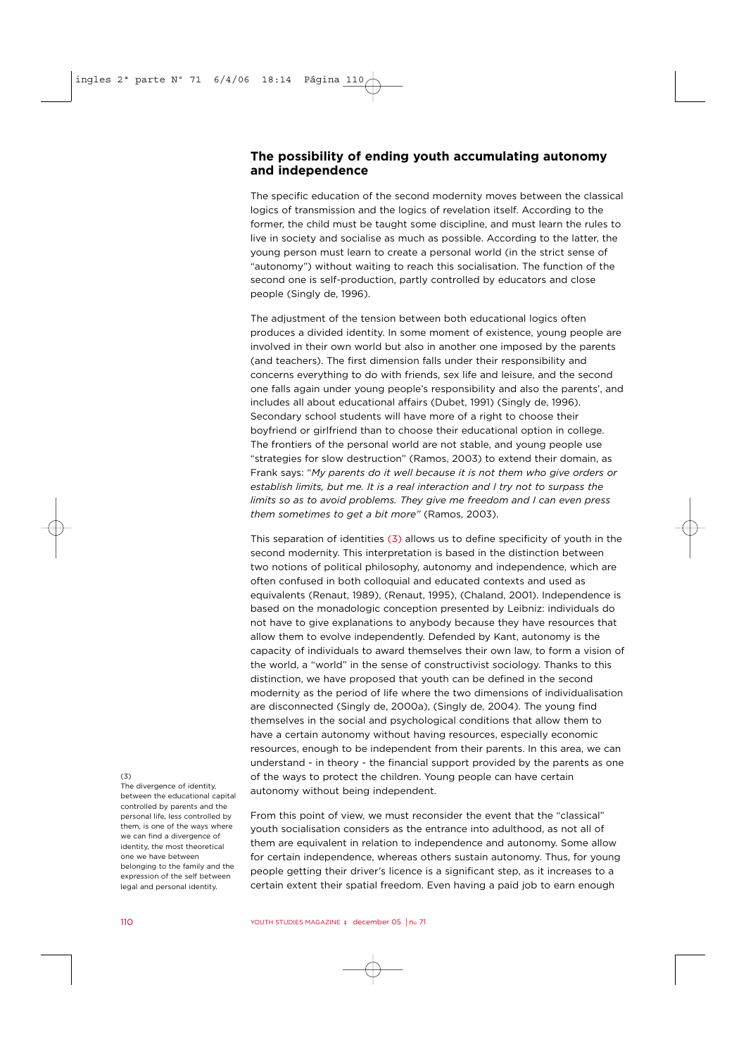## The possibility of ending youth accumulating autonomy and independence

The specific education of the second modernity moves between the classical logics of transmission and the logics of revelation itself. According to the former, the child must be taught some discipline, and must learn the rules to live in society and socialise as much as possible. According to the latter, the young person must learn to create a personal world (in the strict sense of "autonomy") without waiting to reach this socialisation. The function of the second one is self-production, partly controlled by educators and close people (Singly de, 1996).

The adjustment of the tension between both educational logics often produces a divided identity. In some moment of existence, young people are involved in their own world but also in another one imposed by the parents (and teachers). The first dimension falls under their responsibility and concerns everything to do with friends, sex life and leisure, and the second one falls again under young people's responsibility and also the parents', and includes all about educational affairs (Dubet, 1991) (Singly de, 1996). Secondary school students will have more of a right to choose their boyfriend or girlfriend than to choose their educational option in college. The frontiers of the personal world are not stable, and young people use "strategies for slow destruction" (Ramos, 2003) to extend their domain, as Frank says: "*My parents do it well because it is not them who give orders or establish limits, but me. It is a real interaction and I try not to surpass the limits so as to avoid problems. They give me freedom and I can even press them sometimes to get a bit more*" (Ramos, 2003).

This separation of identities (3) allows us to define specificity of youth in the second modernity. This interpretation is based in the distinction between two notions of political philosophy, autonomy and independence, which are often confused in both colloquial and educated contexts and used as equivalents (Renaut, 1989), (Renaut, 1995), (Chaland, 2001). Independence is based on the monadologic conception presented by Leibniz: individuals do not have to give explanations to anybody because they have resources that allow them to evolve independently. Defended by Kant, autonomy is the capacity of individuals to award themselves their own law, to form a vision of the world, a "world" in the sense of constructivist sociology. Thanks to this distinction, we have proposed that youth can be defined in the second modernity as the period of life where the two dimensions of individualisation are disconnected (Singly de, 2000a), (Singly de, 2004). The young find themselves in the social and psychological conditions that allow them to have a certain autonomy without having resources, especially economic resources, enough to be independent from their parents. In this area, we can understand - in theory - the financial support provided by the parents as one of the ways to protect the children. Young people can have certain autonomy without being independent.

From this point of view, we must reconsider the event that the "classical" youth socialisation considers as the entrance into adulthood, as not all of them are equivalent in relation to independence and autonomy. Some allow for certain independence, whereas others sustain autonomy. Thus, for young people getting their driver's licence is a significant step, as it increases to a certain extent their spatial freedom. Even having a paid job to earn enough

(3) The divergence of identity, between the educational capital controlled by parents and the personal life, less controlled by them, is one of the ways where we can find a divergence of identity, the most theoretical one we have between belonging to the family and the expression of the self between legal and personal identity.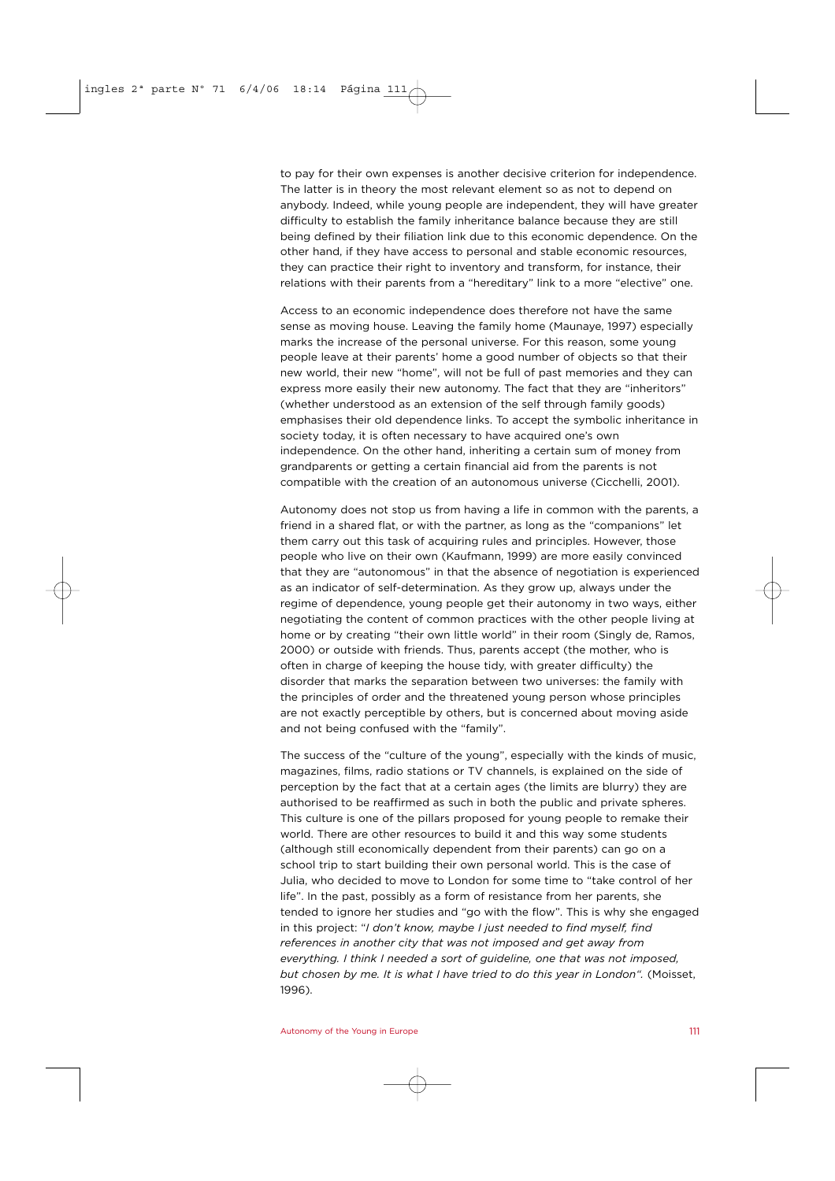to pay for their own expenses is another decisive criterion for independence. The latter is in theory the most relevant element so as not to depend on anybody. Indeed, while young people are independent, they will have greater difficulty to establish the family inheritance balance because they are still being defined by their filiation link due to this economic dependence. On the other hand, if they have access to personal and stable economic resources, they can practice their right to inventory and transform, for instance, their relations with their parents from a "hereditary" link to a more "elective" one.

Access to an economic independence does therefore not have the same sense as moving house. Leaving the family home (Maunaye, 1997) especially marks the increase of the personal universe. For this reason, some young people leave at their parents' home a good number of objects so that their new world, their new "home", will not be full of past memories and they can express more easily their new autonomy. The fact that they are "inheritors" (whether understood as an extension of the self through family goods) emphasises their old dependence links. To accept the symbolic inheritance in society today, it is often necessary to have acquired one's own independence. On the other hand, inheriting a certain sum of money from grandparents or getting a certain financial aid from the parents is not compatible with the creation of an autonomous universe (Cicchelli, 2001).

Autonomy does not stop us from having a life in common with the parents, a friend in a shared flat, or with the partner, as long as the "companions" let them carry out this task of acquiring rules and principles. However, those people who live on their own (Kaufmann, 1999) are more easily convinced that they are "autonomous" in that the absence of negotiation is experienced as an indicator of self-determination. As they grow up, always under the regime of dependence, young people get their autonomy in two ways, either negotiating the content of common practices with the other people living at home or by creating "their own little world" in their room (Singly de, Ramos, 2000) or outside with friends. Thus, parents accept (the mother, who is often in charge of keeping the house tidy, with greater difficulty) the disorder that marks the separation between two universes: the family with the principles of order and the threatened young person whose principles are not exactly perceptible by others, but is concerned about moving aside and not being confused with the "family".

The success of the "culture of the young", especially with the kinds of music, magazines, films, radio stations or TV channels, is explained on the side of perception by the fact that at a certain ages (the limits are blurry) they are authorised to be reaffirmed as such in both the public and private spheres. This culture is one of the pillars proposed for young people to remake their world. There are other resources to build it and this way some students (although still economically dependent from their parents) can go on a school trip to start building their own personal world. This is the case of Julia, who decided to move to London for some time to "take control of her life". In the past, possibly as a form of resistance from her parents, she tended to ignore her studies and "go with the flow". This is why she engaged in this project: "*I don't know, maybe I just needed to find myself, find references in another city that was not imposed and get away from everything. I think I needed a sort of guideline, one that was not imposed, but chosen by me. It is what I have tried to do this year in London*". (Moisset, 1996).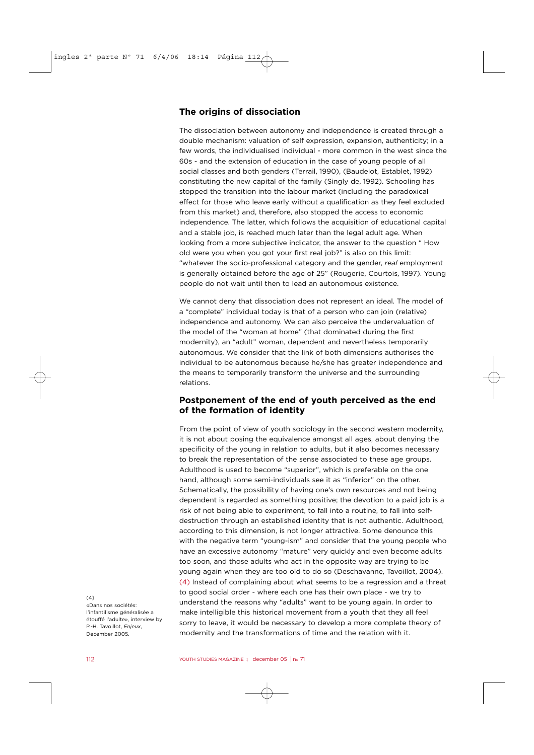## The origins of dissociation

The dissociation between autonomy and independence is created through a double mechanism: valuation of self expression, expansion, authenticity; in a few words, the individualised individual - more common in the west since the 60s - and the extension of education in the case of young people of all social classes and both genders (Terrail, 1990), (Baudelot, Establet, 1992) constituting the new capital of the family (Singly de, 1992). Schooling has stopped the transition into the labour market (including the paradoxical effect for those who leave early without a qualification as they feel excluded from this market) and, therefore, also stopped the access to economic independence. The latter, which follows the acquisition of educational capital and a stable job, is reached much later than the legal adult age. When looking from a more subjective indicator, the answer to the question " How old were you when you got your first real job?" is also on this limit: "whatever the socio-professional category and the gender, *real* employment is generally obtained before the age of 25" (Rougerie, Courtois, 1997). Young people do not wait until then to lead an autonomous existence.

We cannot deny that dissociation does not represent an ideal. The model of a "complete" individual today is that of a person who can join (relative) independence and autonomy. We can also perceive the undervaluation of the model of the "woman at home" (that dominated during the first modernity), an "adult" woman, dependent and nevertheless temporarily autonomous. We consider that the link of both dimensions authorises the individual to be autonomous because he/she has greater independence and the means to temporarily transform the universe and the surrounding relations.

## Postponement of the end of youth perceived as the end of the formation of identity

From the point of view of youth sociology in the second western modernity, it is not about posing the equivalence amongst all ages, about denying the specificity of the young in relation to adults, but it also becomes necessary to break the representation of the sense associated to these age groups. Adulthood is used to become "superior", which is preferable on the one hand, although some semi-individuals see it as "inferior" on the other. Schematically, the possibility of having one's own resources and not being dependent is regarded as something positive; the devotion to a paid job is a risk of not being able to experiment, to fall into a routine, to fall into self-destruction through an established identity that is not authentic. Adulthood, according to this dimension, is not longer attractive. Some denounce this with the negative term "young-ism" and consider that the young people who have an excessive autonomy "mature" very quickly and even become adults too soon, and those adults who act in the opposite way are trying to be young again when they are too old to do so (Deschavanne, Tavoillot, 2004). (4) Instead of complaining about what seems to be a regression and a threat to good social order - where each one has their own place - we try to understand the reasons why "adults" want to be young again. In order to make intelligible this historical movement from a youth that they all feel sorry to leave, it would be necessary to develop a more complete theory of modernity and the transformations of time and the relation with it.

(4) «Dans nos sociétés: l'infantilisme généralisée a étouffé l'adulte», interview by P.-H. Tavoillot, *Enjeux*, December 2005.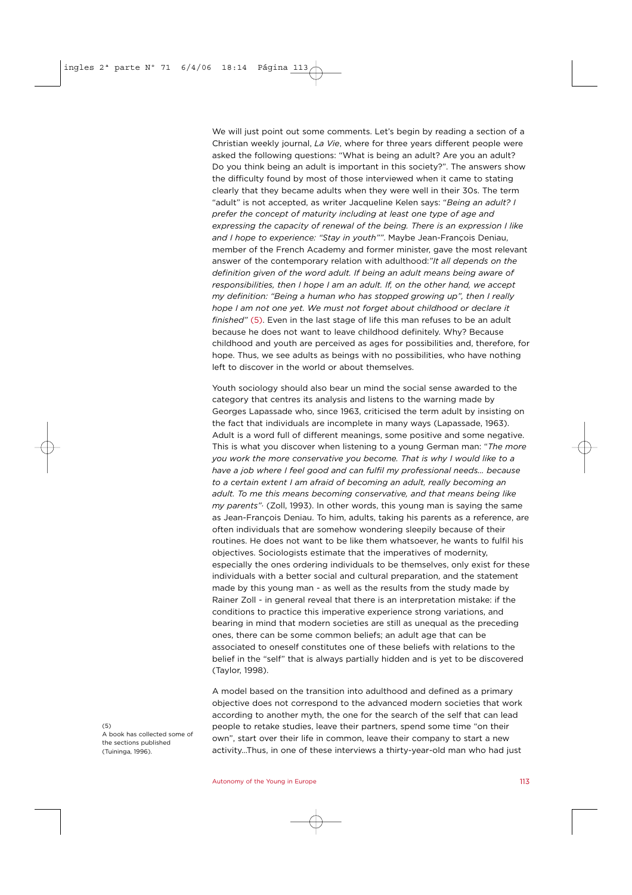We will just point out some comments. Let's begin by reading a section of a Christian weekly journal, *La Vie*, where for three years different people were asked the following questions: "What is being an adult? Are you an adult? Do you think being an adult is important in this society?". The answers show the difficulty found by most of those interviewed when it came to stating clearly that they became adults when they were well in their 30s. The term "adult" is not accepted, as writer Jacqueline Kelen says: "*Being an adult? I prefer the concept of maturity including at least one type of age and expressing the capacity of renewal of the being. There is an expression I like and I hope to experience: "Stay in youth""*. Maybe Jean-François Deniau, member of the French Academy and former minister, gave the most relevant answer of the contemporary relation with adulthood:"*It all depends on the definition given of the word adult. If being an adult means being aware of responsibilities, then I hope I am an adult. If, on the other hand, we accept my definition: "Being a human who has stopped growing up", then I really hope I am not one yet. We must not forget about childhood or declare it finished"* (5). Even in the last stage of life this man refuses to be an adult because he does not want to leave childhood definitely. Why? Because childhood and youth are perceived as ages for possibilities and, therefore, for hope. Thus, we see adults as beings with no possibilities, who have nothing left to discover in the world or about themselves.

Youth sociology should also bear un mind the social sense awarded to the category that centres its analysis and listens to the warning made by Georges Lapassade who, since 1963, criticised the term adult by insisting on the fact that individuals are incomplete in many ways (Lapassade, 1963). Adult is a word full of different meanings, some positive and some negative. This is what you discover when listening to a young German man: "*The more you work the more conservative you become. That is why I would like to a have a job where I feel good and can fulfil my professional needs... because to a certain extent I am afraid of becoming an adult, really becoming an adult. To me this means becoming conservative, and that means being like my parents"*. (Zoll, 1993). In other words, this young man is saying the same as Jean-François Deniau. To him, adults, taking his parents as a reference, are often individuals that are somehow wondering sleepily because of their routines. He does not want to be like them whatsoever, he wants to fulfil his objectives. Sociologists estimate that the imperatives of modernity, especially the ones ordering individuals to be themselves, only exist for these individuals with a better social and cultural preparation, and the statement made by this young man - as well as the results from the study made by Rainer Zoll - in general reveal that there is an interpretation mistake: if the conditions to practice this imperative experience strong variations, and bearing in mind that modern societies are still as unequal as the preceding ones, there can be some common beliefs; an adult age that can be associated to oneself constitutes one of these beliefs with relations to the belief in the "self" that is always partially hidden and is yet to be discovered (Taylor, 1998).

A model based on the transition into adulthood and defined as a primary objective does not correspond to the advanced modern societies that work according to another myth, the one for the search of the self that can lead people to retake studies, leave their partners, spend some time "on their own", start over their life in common, leave their company to start a new activity...Thus, in one of these interviews a thirty-year-old man who had just

(5) A book has collected some of the sections published (Tuininga, 1996).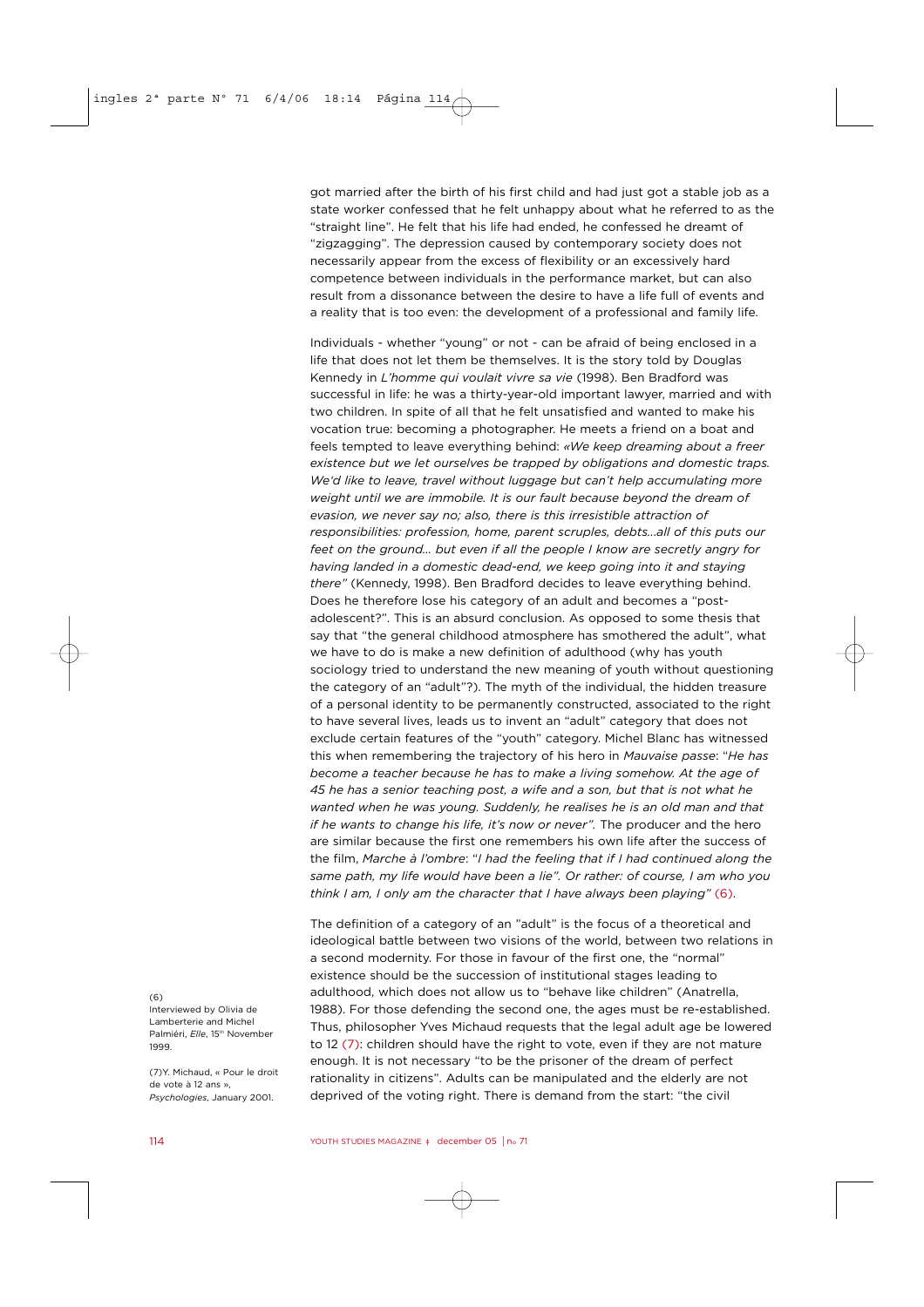got married after the birth of his first child and had just got a stable job as a state worker confessed that he felt unhappy about what he referred to as the "straight line". He felt that his life had ended, he confessed he dreamt of "zigzagging". The depression caused by contemporary society does not necessarily appear from the excess of flexibility or an excessively hard competence between individuals in the performance market, but can also result from a dissonance between the desire to have a life full of events and a reality that is too even: the development of a professional and family life.

Individuals - whether "young" or not - can be afraid of being enclosed in a life that does not let them be themselves. It is the story told by Douglas Kennedy in *L'homme qui voulait vivre sa vie* (1998). Ben Bradford was successful in life: he was a thirty-year-old important lawyer, married and with two children. In spite of all that he felt unsatisfied and wanted to make his vocation true: becoming a photographer. He meets a friend on a boat and feels tempted to leave everything behind: *«We keep dreaming about a freer existence but we let ourselves be trapped by obligations and domestic traps. We'd like to leave, travel without luggage but can't help accumulating more weight until we are immobile. It is our fault because beyond the dream of evasion, we never say no; also, there is this irresistible attraction of responsibilities: profession, home, parent scruples, debts...all of this puts our feet on the ground... but even if all the people I know are secretly angry for having landed in a domestic dead-end, we keep going into it and staying there"* (Kennedy, 1998). Ben Bradford decides to leave everything behind. Does he therefore lose his category of an adult and becomes a "post-adolescent?". This is an absurd conclusion. As opposed to some thesis that say that "the general childhood atmosphere has smothered the adult", what we have to do is make a new definition of adulthood (why has youth sociology tried to understand the new meaning of youth without questioning the category of an "adult"?). The myth of the individual, the hidden treasure of a personal identity to be permanently constructed, associated to the right to have several lives, leads us to invent an "adult" category that does not exclude certain features of the "youth" category. Michel Blanc has witnessed this when remembering the trajectory of his hero in *Mauvaise passe*: "*He has become a teacher because he has to make a living somehow. At the age of 45 he has a senior teaching post, a wife and a son, but that is not what he wanted when he was young. Suddenly, he realises he is an old man and that if he wants to change his life, it's now or never".* The producer and the hero are similar because the first one remembers his own life after the success of the film, *Marche à l'ombre*: "*I had the feeling that if I had continued along the same path, my life would have been a lie". Or rather: of course, I am who you think I am, I only am the character that I have always been playing"* (6).

The definition of a category of an "adult" is the focus of a theoretical and ideological battle between two visions of the world, between two relations in a second modernity. For those in favour of the first one, the "normal" existence should be the succession of institutional stages leading to adulthood, which does not allow us to "behave like children" (Anatrella, 1988). For those defending the second one, the ages must be re-established. Thus, philosopher Yves Michaud requests that the legal adult age be lowered to 12 (7): children should have the right to vote, even if they are not mature enough. It is not necessary "to be the prisoner of the dream of perfect rationality in citizens". Adults can be manipulated and the elderly are not deprived of the voting right. There is demand from the start: "the civil

(6) Interviewed by Olivia de Lamberterie and Michel Palmiéri, *Elle*, 15th November 1999.

(7) Y. Michaud, « Pour le droit de vote à 12 ans », *Psychologies*, January 2001.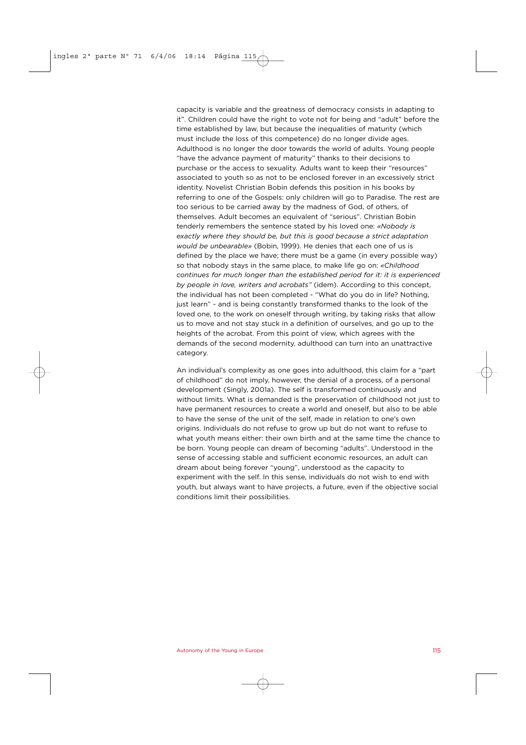capacity is variable and the greatness of democracy consists in adapting to it". Children could have the right to vote not for being and "adult" before the time established by law, but because the inequalities of maturity (which must include the loss of this competence) do no longer divide ages. Adulthood is no longer the door towards the world of adults. Young people "have the advance payment of maturity" thanks to their decisions to purchase or the access to sexuality. Adults want to keep their "resources" associated to youth so as not to be enclosed forever in an excessively strict identity. Novelist Christian Bobin defends this position in his books by referring to one of the Gospels: only children will go to Paradise. The rest are too serious to be carried away by the madness of God, of others, of themselves. Adult becomes an equivalent of "serious". Christian Bobin tenderly remembers the sentence stated by his loved one: *«Nobody is exactly where they should be, but this is good because a strict adaptation would be unbearable»* (Bobin, 1999). He denies that each one of us is defined by the place we have; there must be a game (in every possible way) so that nobody stays in the same place, to make life go on: *«Childhood continues for much longer than the established period for it: it is experienced by people in love, writers and acrobats"* (idem). According to this concept, the individual has not been completed - "What do you do in life? Nothing, just learn" - and is being constantly transformed thanks to the look of the loved one, to the work on oneself through writing, by taking risks that allow us to move and not stay stuck in a definition of ourselves, and go up to the heights of the acrobat. From this point of view, which agrees with the demands of the second modernity, adulthood can turn into an unattractive category.

An individual's complexity as one goes into adulthood, this claim for a "part of childhood" do not imply, however, the denial of a process, of a personal development (Singly, 2001a). The self is transformed continuously and without limits. What is demanded is the preservation of childhood not just to have permanent resources to create a world and oneself, but also to be able to have the sense of the unit of the self, made in relation to one's own origins. Individuals do not refuse to grow up but do not want to refuse to what youth means either: their own birth and at the same time the chance to be born. Young people can dream of becoming "adults". Understood in the sense of accessing stable and sufficient economic resources, an adult can dream about being forever "young", understood as the capacity to experiment with the self. In this sense, individuals do not wish to end with youth, but always want to have projects, a future, even if the objective social conditions limit their possibilities.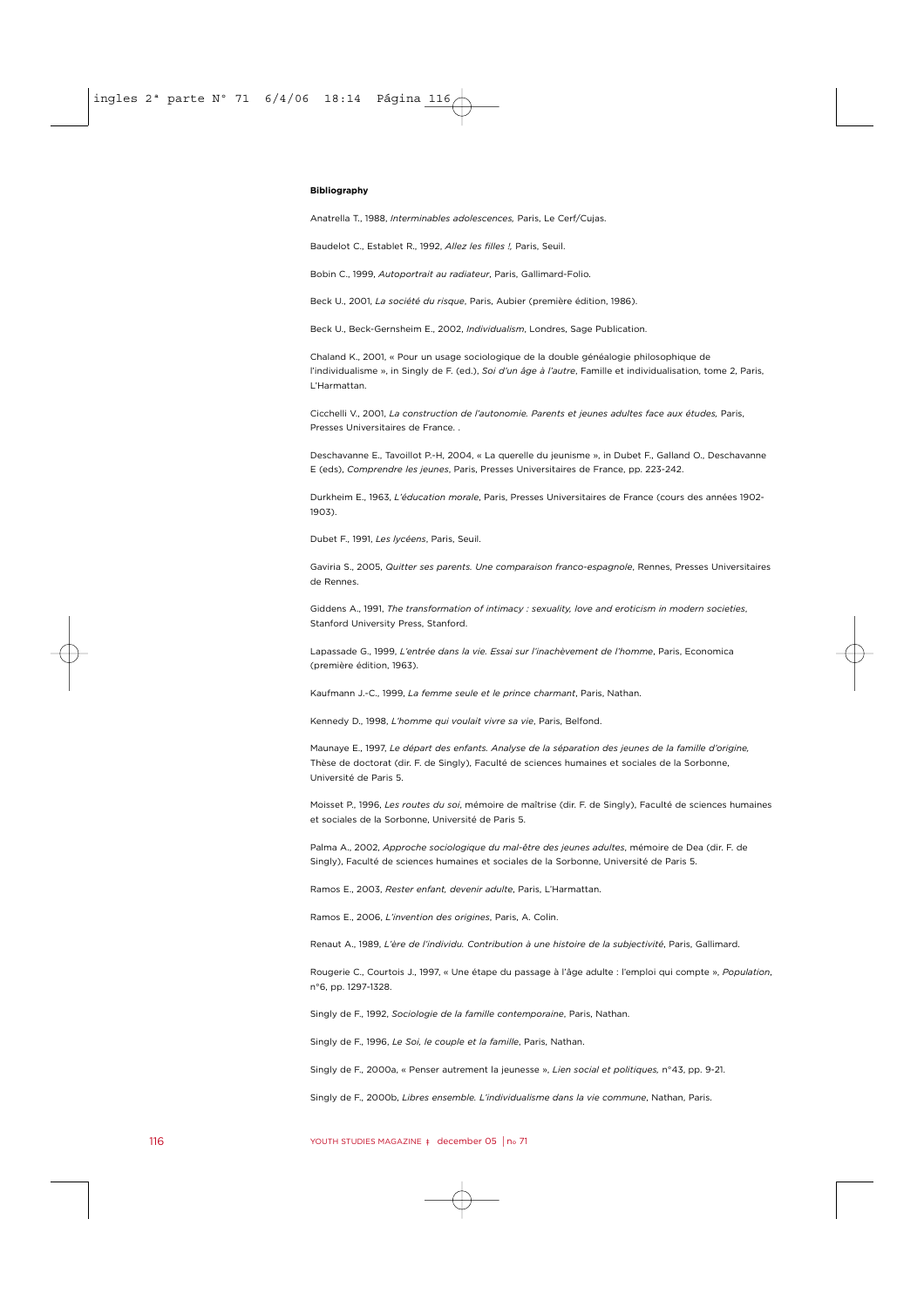**Bibliography**

Anatrella T., 1988, *Interminables adolescences,* Paris, Le Cerf/Cujas.

Baudelot C., Establet R., 1992, *Allez les filles !,* Paris, Seuil.

Bobin C., 1999, *Autoportrait au radiateur*, Paris, Gallimard-Folio.

Beck U., 2001, *La société du risque*, Paris, Aubier (première édition, 1986).

Beck U., Beck-Gernsheim E., 2002, *Individualism*, Londres, Sage Publication.

Chaland K., 2001, « Pour un usage sociologique de la double généalogie philosophique de l'individualisme », in Singly de F. (ed.), *Soi d'un âge à l'autre*, Famille et individualisation, tome 2, Paris, L'Harmattan.

Cicchelli V., 2001, *La construction de l'autonomie. Parents et jeunes adultes face aux études,* Paris, Presses Universitaires de France. .

Deschavanne E., Tavoillot P.-H, 2004, « La querelle du jeunisme », in Dubet F., Galland O., Deschavanne E (eds), *Comprendre les jeunes*, Paris, Presses Universitaires de France, pp. 223-242.

Durkheim E., 1963, *L'éducation morale*, Paris, Presses Universitaires de France (cours des années 1902-1903).

Dubet F., 1991, *Les lycéens*, Paris, Seuil.

Gaviria S., 2005, *Quitter ses parents. Une comparaison franco-espagnole*, Rennes, Presses Universitaires de Rennes.

Giddens A., 1991, *The transformation of intimacy : sexuality, love and eroticism in modern societies*, Stanford University Press, Stanford.

Lapassade G., 1999, *L'entrée dans la vie. Essai sur l'inachèvement de l'homme*, Paris, Economica (première édition, 1963).

Kaufmann J.-C., 1999, *La femme seule et le prince charmant*, Paris, Nathan.

Kennedy D., 1998, *L'homme qui voulait vivre sa vie*, Paris, Belfond.

Maunaye E., 1997, *Le départ des enfants. Analyse de la séparation des jeunes de la famille d'origine,* Thèse de doctorat (dir. F. de Singly), Faculté de sciences humaines et sociales de la Sorbonne, Université de Paris 5.

Moisset P., 1996, *Les routes du soi*, mémoire de maîtrise (dir. F. de Singly), Faculté de sciences humaines et sociales de la Sorbonne, Université de Paris 5.

Palma A., 2002, *Approche sociologique du mal-être des jeunes adultes*, mémoire de Dea (dir. F. de Singly), Faculté de sciences humaines et sociales de la Sorbonne, Université de Paris 5.

Ramos E., 2003, *Rester enfant, devenir adulte*, Paris, L'Harmattan.

Ramos E., 2006, *L'invention des origines*, Paris, A. Colin.

Renaut A., 1989, *L'ère de l'individu. Contribution à une histoire de la subjectivité*, Paris, Gallimard.

Rougerie C., Courtois J., 1997, « Une étape du passage à l'âge adulte : l'emploi qui compte », *Population*, n°6, pp. 1297-1328.

Singly de F., 1992, *Sociologie de la famille contemporaine*, Paris, Nathan.

Singly de F., 1996, *Le Soi, le couple et la famille*, Paris, Nathan.

Singly de F., 2000a, « Penser autrement la jeunesse », *Lien social et politiques,* n°43, pp. 9-21.

Singly de F., 2000b, *Libres ensemble. L'individualisme dans la vie commune*, Nathan, Paris.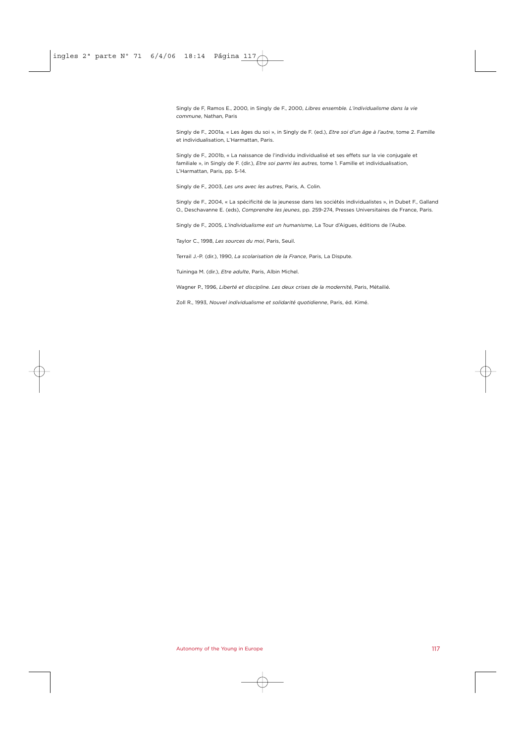Singly de F, Ramos E., 2000, in Singly de F., 2000, *Libres ensemble. L'individualisme dans la vie commune*, Nathan, Paris

Singly de F., 2001a, « Les âges du soi », in Singly de F. (ed.), *Etre soi d'un âge à l'autre*, tome 2. Famille et individualisation, L'Harmattan, Paris.

Singly de F., 2001b, « La naissance de l'individu individualisé et ses effets sur la vie conjugale et familiale », in Singly de F. (dir.), *Etre soi parmi les autres,* tome 1. Famille et individualisation, L'Harmattan, Paris, pp. 5-14.

Singly de F., 2003, *Les uns avec les autres*, Paris, A. Colin.

Singly de F., 2004, « La spécificité de la jeunesse dans les sociétés individualistes », in Dubet F., Galland O., Deschavanne E. (eds), *Comprendre les jeunes*, pp. 259-274, Presses Universitaires de France, Paris.

Singly de F., 2005, *L'individualisme est un humanisme*, La Tour d'Aigues, éditions de l'Aube.

Taylor C., 1998, *Les sources du moi*, Paris, Seuil.

Terrail J.-P. (dir.), 1990, *La scolarisation de la France*, Paris, La Dispute.

Tuininga M. (dir.), *Etre adulte*, Paris, Albin Michel.

Wagner P., 1996, *Liberté et discipline. Les deux crises de la modernité*, Paris, Métailié.

Zoll R., 1993, *Nouvel individualisme et solidarité quotidienne*, Paris, éd. Kimé.